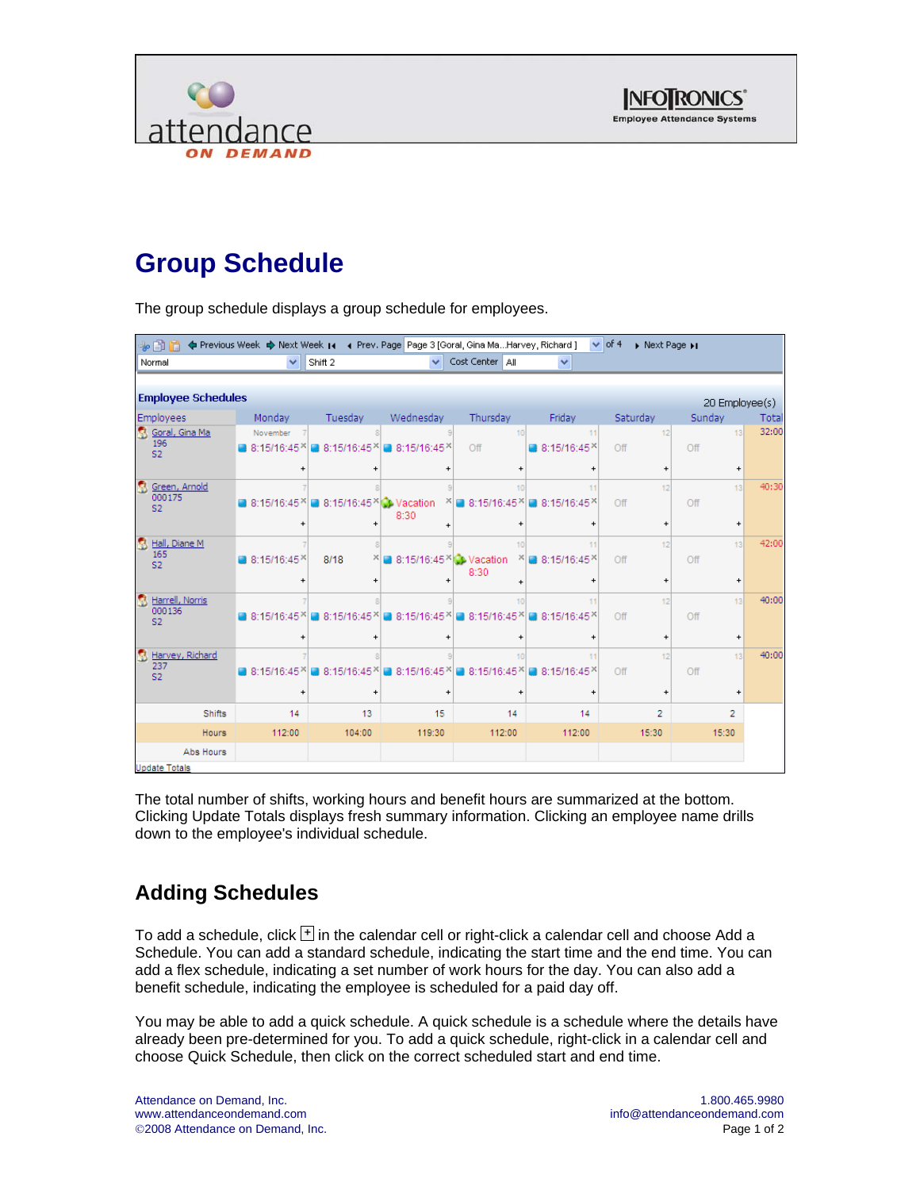# Group Schedule

The group schedule displays a group schedule for employees.

| Employees | Monday | Tuesday | Wednesday | Thursday | Friday | Saturday | Sunday | Total |
|---|---|---|---|---|---|---|---|---|
| Goral, Gina Ma 196 S2 | 8:15/16:45 | 8:15/16:45 | 8:15/16:45 | Off | 8:15/16:45 | Off | Off | 32:00 |
| Green, Arnold 000175 S2 | 8:15/16:45 | 8:15/16:45 | Vacation 8:30 | 8:15/16:45 | 8:15/16:45 | Off | Off | 40:30 |
| Hall, Diane M 165 S2 | 8:15/16:45 | 8/18 | 8:15/16:45 | Vacation 8:30 | 8:15/16:45 | Off | Off | 42:00 |
| Harrell, Norris 000136 S2 | 8:15/16:45 | 8:15/16:45 | 8:15/16:45 | 8:15/16:45 | 8:15/16:45 | Off | Off | 40:00 |
| Harvey, Richard 237 S2 | 8:15/16:45 | 8:15/16:45 | 8:15/16:45 | 8:15/16:45 | 8:15/16:45 | Off | Off | 40:00 |
| Shifts | 14 | 13 | 15 | 14 | 14 | 2 | 2 | |
| Hours | 112:00 | 104:00 | 119:30 | 112:00 | 112:00 | 15:30 | 15:30 | |
| Abs Hours | | | | | | | | |

The total number of shifts, working hours and benefit hours are summarized at the bottom. Clicking Update Totals displays fresh summary information. Clicking an employee name drills down to the employee's individual schedule.

## Adding Schedules

To add a schedule, click [+] in the calendar cell or right-click a calendar cell and choose Add a Schedule. You can add a standard schedule, indicating the start time and the end time. You can add a flex schedule, indicating a set number of work hours for the day. You can also add a benefit schedule, indicating the employee is scheduled for a paid day off.

You may be able to add a quick schedule. A quick schedule is a schedule where the details have already been pre-determined for you. To add a quick schedule, right-click in a calendar cell and choose Quick Schedule, then click on the correct scheduled start and end time.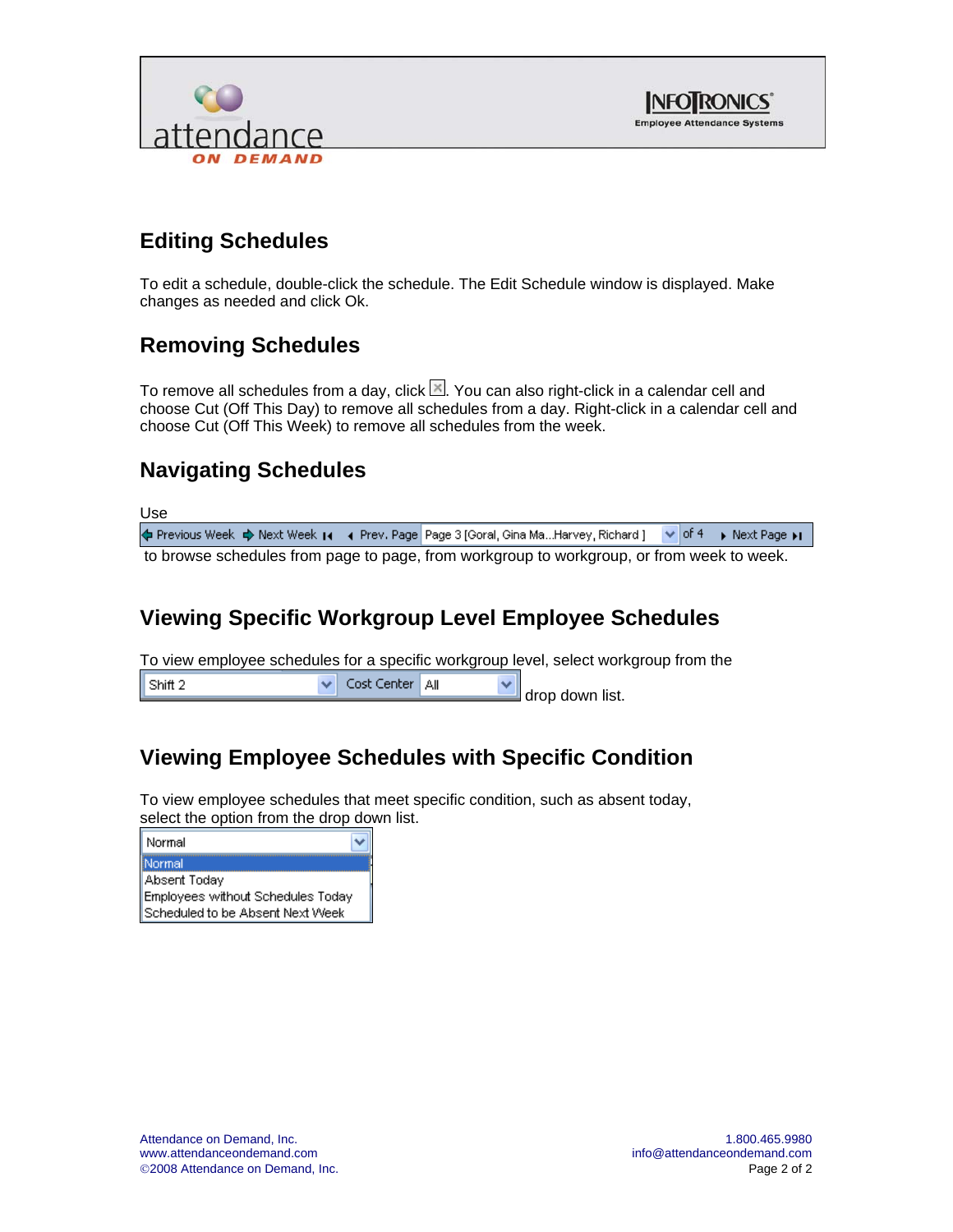## Editing Schedules

To edit a schedule, double-click the schedule. The Edit Schedule window is displayed. Make changes as needed and click Ok.

## Removing Schedules

To remove all schedules from a day, click ☒. You can also right-click in a calendar cell and choose Cut (Off This Day) to remove all schedules from a day. Right-click in a calendar cell and choose Cut (Off This Week) to remove all schedules from the week.

## Navigating Schedules

Use

Previous Week | Next Week | Prev. Page | Page 3 [Goral, Gina Ma...Harvey, Richard ] of 4 | Next Page

to browse schedules from page to page, from workgroup to workgroup, or from week to week.

## Viewing Specific Workgroup Level Employee Schedules

To view employee schedules for a specific workgroup level, select workgroup from the

Shift 2 | Cost Center | All

drop down list.

## Viewing Employee Schedules with Specific Condition

To view employee schedules that meet specific condition, such as absent today, select the option from the drop down list.

Normal
- Normal
- Absent Today
- Employees without Schedules Today
- Scheduled to be Absent Next Week

Attendance on Demand, Inc.
www.attendanceondemand.com
©2008 Attendance on Demand, Inc.

1.800.465.9980
info@attendanceondemand.com